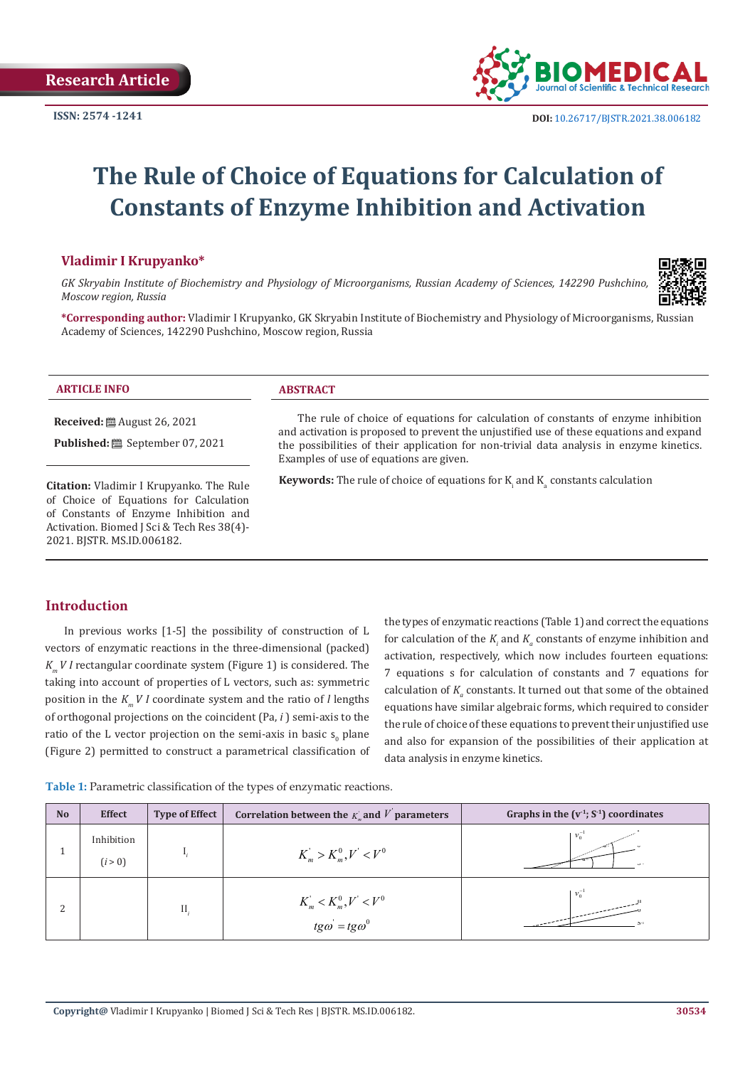Research Article

ISSN: 2574 -1241

DOI: 10.26717/BJSTR.2021.38.006182

# The Rule of Choice of Equations for Calculation of Constants of Enzyme Inhibition and Activation

## Vladimir I Krupyanko*

*GK Skryabin Institute of Biochemistry and Physiology of Microorganisms, Russian Academy of Sciences, 142290 Pushchino, Moscow region, Russia*

**\*Corresponding author:** Vladimir I Krupyanko, GK Skryabin Institute of Biochemistry and Physiology of Microorganisms, Russian Academy of Sciences, 142290 Pushchino, Moscow region, Russia

### ARTICLE INFO

**Received:** August 26, 2021

**Published:** September 07, 2021

**Citation:** Vladimir I Krupyanko. The Rule of Choice of Equations for Calculation of Constants of Enzyme Inhibition and Activation. Biomed J Sci & Tech Res 38(4)-2021. BJSTR. MS.ID.006182.

### ABSTRACT

The rule of choice of equations for calculation of constants of enzyme inhibition and activation is proposed to prevent the unjustified use of these equations and expand the possibilities of their application for non-trivial data analysis in enzyme kinetics. Examples of use of equations are given.

**Keywords:** The rule of choice of equations for $K_i$ and $K_a$ constants calculation

## Introduction

In previous works [1-5] the possibility of construction of L vectors of enzymatic reactions in the three-dimensional (packed) $K_m V I$ rectangular coordinate system (Figure 1) is considered. The taking into account of properties of L vectors, such as: symmetric position in the $K_m V I$ coordinate system and the ratio of $I$ lengths of orthogonal projections on the coincident (Pa, $i$) semi-axis to the ratio of the L vector projection on the semi-axis in basic $s_0$ plane (Figure 2) permitted to construct a parametrical classification of the types of enzymatic reactions (Table 1) and correct the equations for calculation of the $K_i$ and $K_a$ constants of enzyme inhibition and activation, respectively, which now includes fourteen equations: 7 equations s for calculation of constants and 7 equations for calculation of $K_a$ constants. It turned out that some of the obtained equations have similar algebraic forms, which required to consider the rule of choice of these equations to prevent their unjustified use and also for expansion of the possibilities of their application at data analysis in enzyme kinetics.

**Table 1:** Parametric classification of the types of enzymatic reactions.

| No | Effect | Type of Effect | Correlation between the $K_m^{'}$ and $V^{'}$ parameters | Graphs in the ($v^{-1}$; $S^{-1}$) coordinates |
|---|---|---|---|---|
| 1 | Inhibition ($i > 0$) | $I_i$ | $K_m^{'} > K_m^0, V^{'} < V^0$ | |
| 2 | | $II_i$ | $K_m^{'} < K_m^0, V^{'} < V^0$ <br> $tg\omega^{'} = tg\omega^0$ | |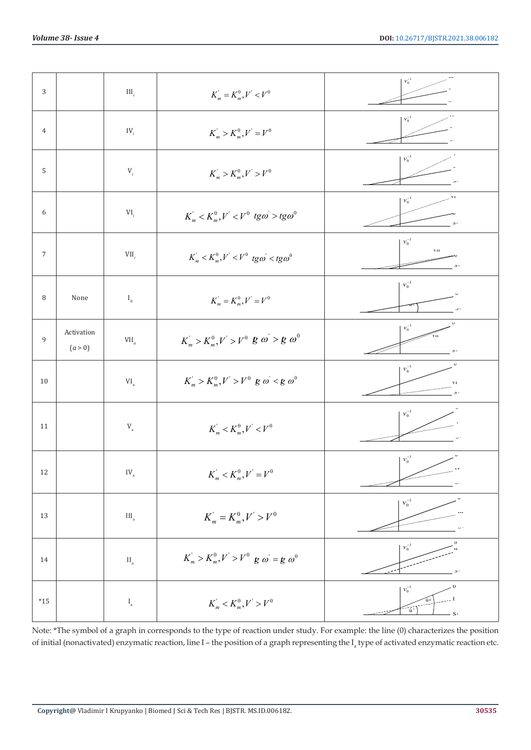| 3 | | $III_i$ | $K_m^{'} = K_m^0, V^{'} < V^0$ | |
|---|---|---|---|---|
| 4 | | $IV_i$ | $K_m^{'} > K_m^0, V^{'} = V^0$ | |
| 5 | | $V_i$ | $K_m^{'} > K_m^0, V^{'} > V^0$ | |
| 6 | | $VI_i$ | $K_m^{'} < K_m^0, V^{'} < V^0 \ tg\omega^{'} > tg\omega^0$ | |
| 7 | | $VII_i$ | $K_m^{'} < K_m^0, V^{'} < V^0 \ tg\omega^{'} < tg\omega^0$ | |
| 8 | None | $I_0$ | $K_m^{'} = K_m^0, V^{'} = V^0$ | |
| 9 | Activation ($a > 0$) | $VII_a$ | $K_m^{'} > K_m^0, V^{'} > V^0 \ tg\omega^{'} > tg\omega^0$ | |
| 10 | | $VI_a$ | $K_m^{'} > K_m^0, V^{'} > V^0 \ tg\omega^{'} < tg\omega^0$ | |
| 11 | | $V_a$ | $K_m^{'} < K_m^0, V^{'} < V^0$ | |
| 12 | | $IV_a$ | $K_m^{'} < K_m^0, V^{'} = V^0$ | |
| 13 | | $III_a$ | $K_m^{'} = K_m^0, V^{'} > V^0$ | |
| 14 | | $II_a$ | $K_m^{'} > K_m^0, V^{'} > V^0 \ tg\omega^{'} = tg\omega^0$ | |
| *15 | | $I_a$ | $K_m^{'} < K_m^0, V^{'} > V^0$ | |

Note: *The symbol of a graph in corresponds to the type of reaction under study. For example: the line (0) characterizes the position of initial (nonactivated) enzymatic reaction, line I – the position of a graph representing the $I_a$ type of activated enzymatic reaction etc.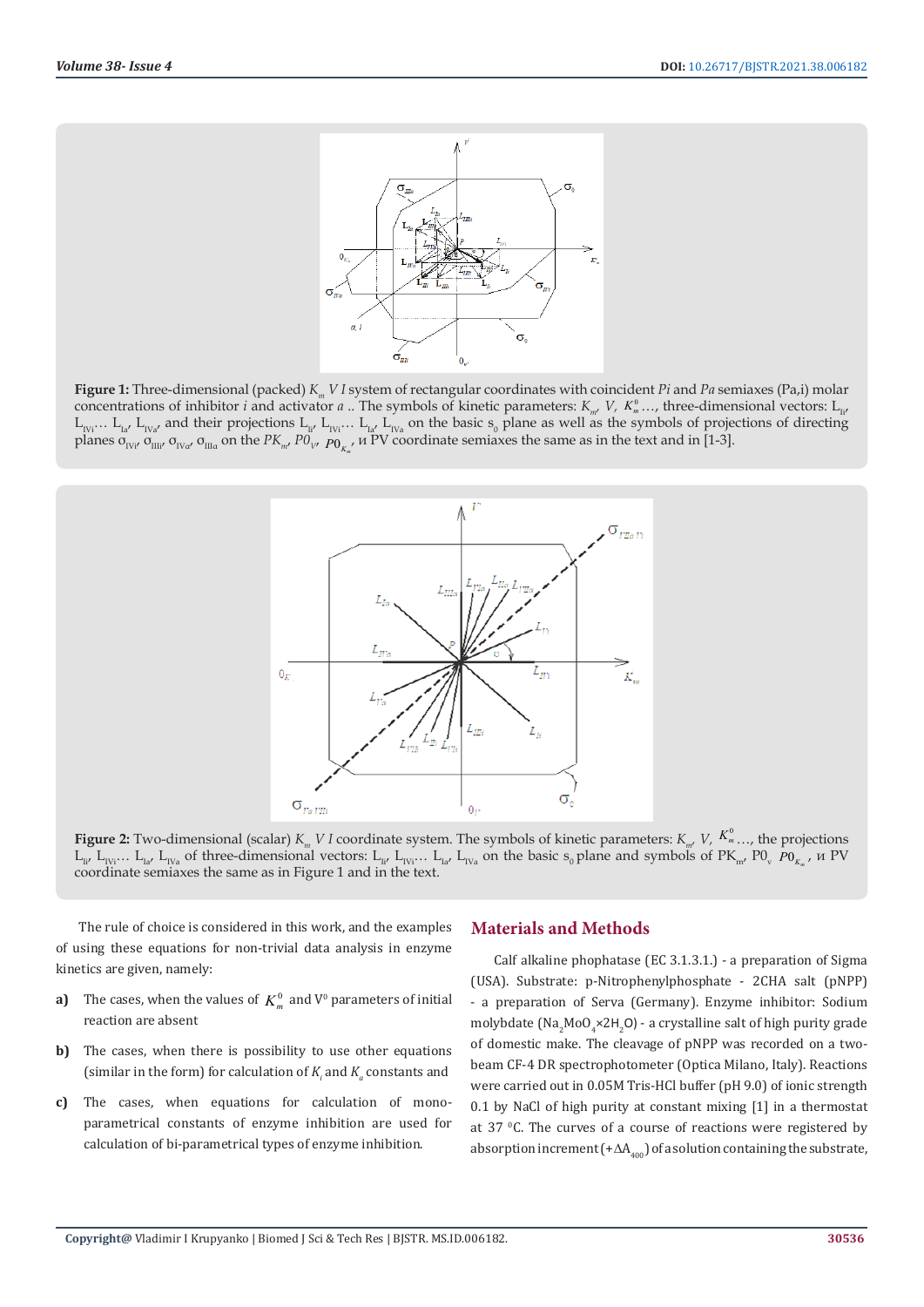**Figure 1:** Three-dimensional (packed) $K_m$ $V$ $I$ system of rectangular coordinates with coincident *Pi* and *Pa* semiaxes (Pa,i) molar concentrations of inhibitor *i* and activator *a* .. The symbols of kinetic parameters: $K_m$, $V$, $K_m^0$ …, three-dimensional vectors: $L_{Ii}$, $L_{IVi}$… $L_{Ia}$, $L_{IVa}$, and their projections $L_{Ii}$, $L_{IVi}$… $L_{Ia}$, $L_{IVa}$ on the basic $s_0$ plane as well as the symbols of projections of directing planes $\sigma_{IVi}$, $\sigma_{IIIi}$, $\sigma_{IVa}$, $\sigma_{IIIa}$ on the $PK_m$, $P0_V$, $P0_{K_m}$, и PV coordinate semiaxes the same as in the text and in [1-3].

**Figure 2:** Two-dimensional (scalar) $K_m$ $V$ $I$ coordinate system. The symbols of kinetic parameters: $K_m$, $V$, $K_m^0$ …, the projections $L_{Ii}$, $L_{IVi}$… $L_{Ia}$, $L_{IVa}$ of three-dimensional vectors: $L_{Ii}$, $L_{IVi}$… $L_{Ia}$, $L_{IVa}$ on the basic $s_0$ plane and symbols of $PK_m$, $P0_v$, $P0_{K_m}$, и PV coordinate semiaxes the same as in Figure 1 and in the text.

The rule of choice is considered in this work, and the examples of using these equations for non-trivial data analysis in enzyme kinetics are given, namely:

a) The cases, when the values of $K_m^0$ and $V^0$ parameters of initial reaction are absent

b) The cases, when there is possibility to use other equations (similar in the form) for calculation of $K_i$ and $K_a$ constants and

c) The cases, when equations for calculation of mono-parametrical constants of enzyme inhibition are used for calculation of bi-parametrical types of enzyme inhibition.

## Materials and Methods

Calf alkaline phophatase (EC 3.1.3.1.) - a preparation of Sigma (USA). Substrate: p-Nitrophenylphosphate - 2CHA salt (pNPP) - a preparation of Serva (Germany). Enzyme inhibitor: Sodium molybdate ($Na_2MoO_4 \times 2H_2O$) - a crystalline salt of high purity grade of domestic make. The cleavage of pNPP was recorded on a two-beam CF-4 DR spectrophotometer (Optica Milano, Italy). Reactions were carried out in 0.05M Tris-HCl buffer (pH 9.0) of ionic strength 0.1 by NaCl of high purity at constant mixing [1] in a thermostat at 37 $^0$C. The curves of a course of reactions were registered by absorption increment ($+\Delta A_{400}$) of a solution containing the substrate,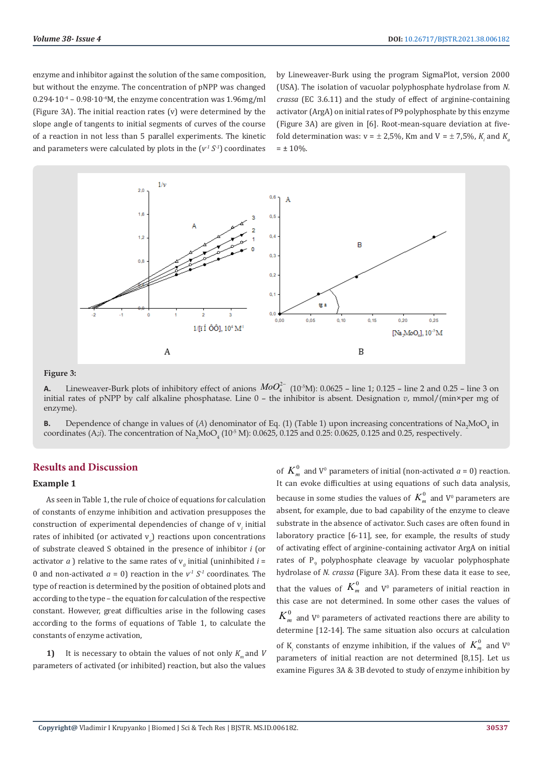enzyme and inhibitor against the solution of the same composition, but without the enzyme. The concentration of pNPP was changed $0.294 \cdot 10^{-4}$ – $0.98 \cdot 10^{-4}$M, the enzyme concentration was 1.96mg/ml (Figure 3A). The initial reaction rates (v) were determined by the slope angle of tangents to initial segments of curves of the course of a reaction in not less than 5 parallel experiments. The kinetic and parameters were calculated by plots in the ($v^{-1}$ $S^{-1}$) coordinates by Lineweaver-Burk using the program SigmaPlot, version 2000 (USA). The isolation of vacuolar polyphosphate hydrolase from *N. crassa* (EC 3.6.11) and the study of effect of arginine-containing activator (ArgA) on initial rates of P9 polyphosphate by this enzyme (Figure 3A) are given in [6]. Root-mean-square deviation at five-fold determination was: v = ± 2,5%, Km and V = ± 7,5%, $K_i$ and $K_a$ = ± 10%.

**Figure 3:**

**A.** Lineweaver-Burk plots of inhibitory effect of anions $MoO_4^{2-}$ ($10^{-5}$M): 0.0625 – line 1; 0.125 – line 2 and 0.25 – line 3 on initial rates of pNPP by calf alkaline phosphatase. Line 0 – the inhibitor is absent. Designation *v*, mmol/(min×per mg of enzyme).

**B.** Dependence of change in values of (*A*) denominator of Eq. (1) (Table 1) upon increasing concentrations of $Na_2MoO_4$ in coordinates (A;*i*). The concentration of $Na_2MoO_4$ ($10^{-5}$ M): 0.0625, 0.125 and 0.25: 0.0625, 0.125 and 0.25, respectively.

## Results and Discussion

### Example 1

As seen in Table 1, the rule of choice of equations for calculation of constants of enzyme inhibition and activation presupposes the construction of experimental dependencies of change of $v_i$ initial rates of inhibited (or activated $v_a$) reactions upon concentrations of substrate cleaved S obtained in the presence of inhibitor *i* (or activator *a* ) relative to the same rates of $v_0$ initial (uninhibited *i* = 0 and non-activated *a* = 0) reaction in the $v^{-1}$ $S^{-1}$ coordinates. The type of reaction is determined by the position of obtained plots and according to the type – the equation for calculation of the respective constant. However, great difficulties arise in the following cases according to the forms of equations of Table 1, to calculate the constants of enzyme activation,

**1)** It is necessary to obtain the values of not only $K_m$ and *V* parameters of activated (or inhibited) reaction, but also the values of $K_m^0$ and $V^0$ parameters of initial (non-activated *a* = 0) reaction. It can evoke difficulties at using equations of such data analysis, because in some studies the values of $K_m^0$ and $V^0$ parameters are absent, for example, due to bad capability of the enzyme to cleave substrate in the absence of activator. Such cases are often found in laboratory practice [6-11], see, for example, the results of study of activating effect of arginine-containing activator ArgA on initial rates of $P_9$ polyphosphate cleavage by vacuolar polyphosphate hydrolase of *N. crassa* (Figure 3A). From these data it ease to see, that the values of $K_m^0$ and $V^0$ parameters of initial reaction in this case are not determined. In some other cases the values of $K_m^0$ and $V^0$ parameters of activated reactions there are ability to determine [12-14]. The same situation also occurs at calculation of $K_i$ constants of enzyme inhibition, if the values of $K_m^0$ and $V^0$ parameters of initial reaction are not determined [8,15]. Let us examine Figures 3A & 3B devoted to study of enzyme inhibition by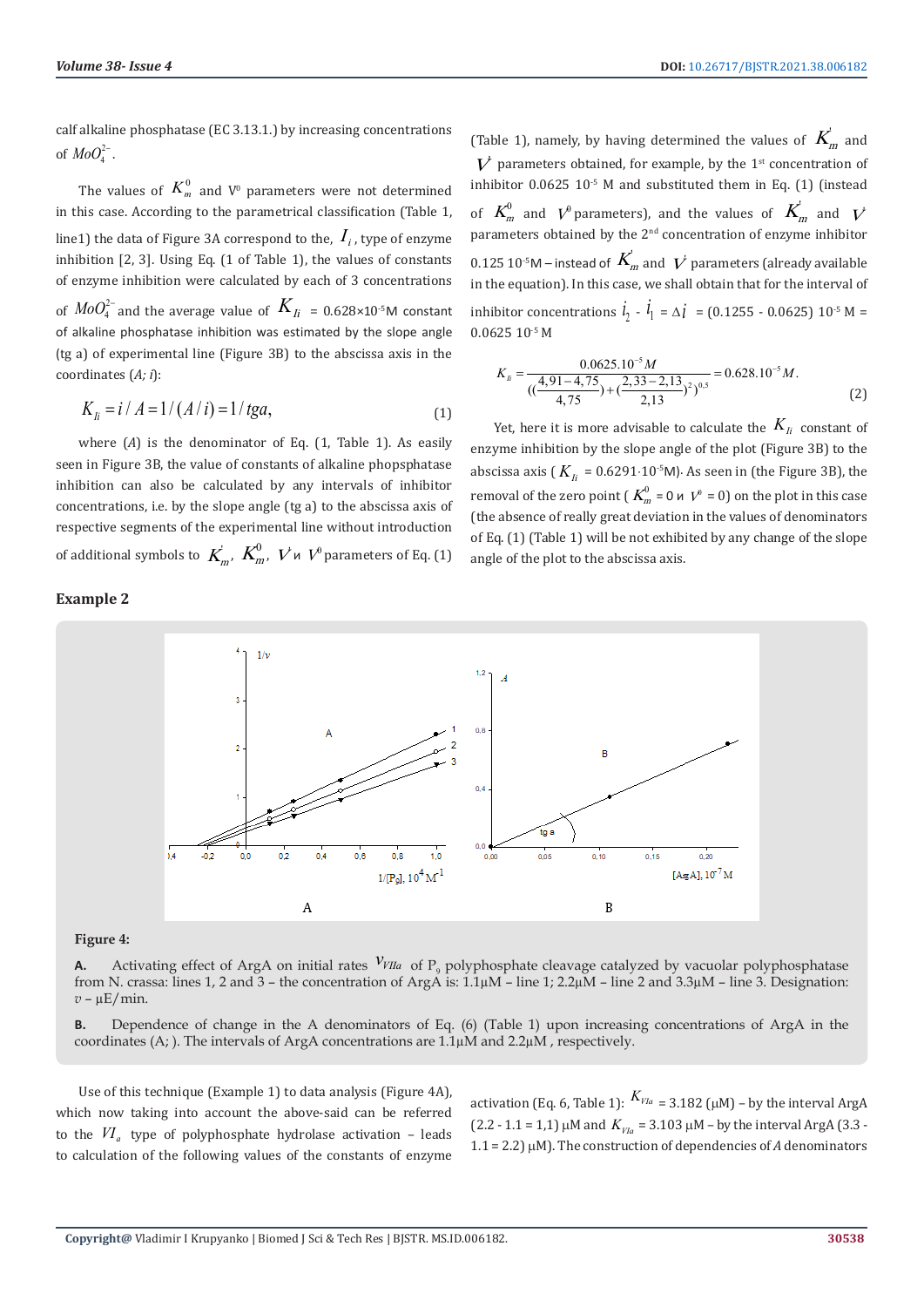calf alkaline phosphatase (EC 3.13.1.) by increasing concentrations of $MoO_4^{2-}$.

The values of $K_m^0$ and $V^0$ parameters were not determined in this case. According to the parametrical classification (Table 1, line1) the data of Figure 3A correspond to the, $I_i$, type of enzyme inhibition [2, 3]. Using Eq. (1 of Table 1), the values of constants of enzyme inhibition were calculated by each of 3 concentrations of $MoO_4^{2-}$ and the average value of $K_{Ii}$ = 0.628×10$^{-5}$M constant of alkaline phosphatase inhibition was estimated by the slope angle (tg a) of experimental line (Figure 3B) to the abscissa axis in the coordinates (*A; i*):

$$K_{Ii} = i / A = 1/(A/i) = 1/tga, \tag{1}$$

where (*A*) is the denominator of Eq. (1, Table 1). As easily seen in Figure 3B, the value of constants of alkaline phopsphatase inhibition can also be calculated by any intervals of inhibitor concentrations, i.e. by the slope angle (tg a) to the abscissa axis of respective segments of the experimental line without introduction of additional symbols to $K_m^{'}$, $K_m^0$, $V^{'}$ и $V^0$ parameters of Eq. (1) (Table 1), namely, by having determined the values of $K_m^{'}$ and $V^{'}$ parameters obtained, for example, by the 1[st] concentration of inhibitor 0.0625 10$^{-5}$ M and substituted them in Eq. (1) (instead of $K_m^0$ and $V^0$ parameters), and the values of $K_m^{'}$ and $V^{'}$ parameters obtained by the 2[nd] concentration of enzyme inhibitor 0.125 10$^{-5}$M – instead of $K_m^{'}$ and $V^{'}$ parameters (already available in the equation). In this case, we shall obtain that for the interval of inhibitor concentrations $i_2$ - $i_1$ = $\Delta i$ = (0.1255 - 0.0625) 10$^{-5}$ M = 0.0625 10$^{-5}$ M

$$K_{Ii} = \frac{0.0625.10^{-5}M}{((\frac{4,91-4,75}{4,75}) + (\frac{2,33-2,13}{2,13})^2)^{0,5}} = 0.628.10^{-5}M. \tag{2}$$

Yet, here it is more advisable to calculate the $K_{Ii}$ constant of enzyme inhibition by the slope angle of the plot (Figure 3B) to the abscissa axis ($K_{Ii}$ = 0.6291·10$^{-5}$M). As seen in (the Figure 3B), the removal of the zero point ($K_m^0$ = 0 и $V^0$ = 0) on the plot in this case (the absence of really great deviation in the values of denominators of Eq. (1) (Table 1) will be not exhibited by any change of the slope angle of the plot to the abscissa axis.

### Example 2

**Figure 4:**

**A.** Activating effect of ArgA on initial rates $v_{VIIa}$ of $P_9$ polyphosphate cleavage catalyzed by vacuolar polyphosphatase from N. crassa: lines 1, 2 and 3 – the concentration of ArgA is: 1.1μM – line 1; 2.2μM – line 2 and 3.3μM – line 3. Designation: $v$ – μE/min.

**B.** Dependence of change in the A denominators of Eq. (6) (Table 1) upon increasing concentrations of ArgA in the coordinates (A; ). The intervals of ArgA concentrations are 1.1μM and 2.2μM , respectively.

Use of this technique (Example 1) to data analysis (Figure 4A), which now taking into account the above-said can be referred to the $VI_a$ type of polyphosphate hydrolase activation – leads to calculation of the following values of the constants of enzyme activation (Eq. 6, Table 1): $K_{VIa}$ = 3.182 (μM) – by the interval ArgA (2.2 - 1.1 = 1,1) μM and $K_{VIa}$ = 3.103 μM – by the interval ArgA (3.3 - 1.1 = 2.2) μM). The construction of dependencies of *A* denominators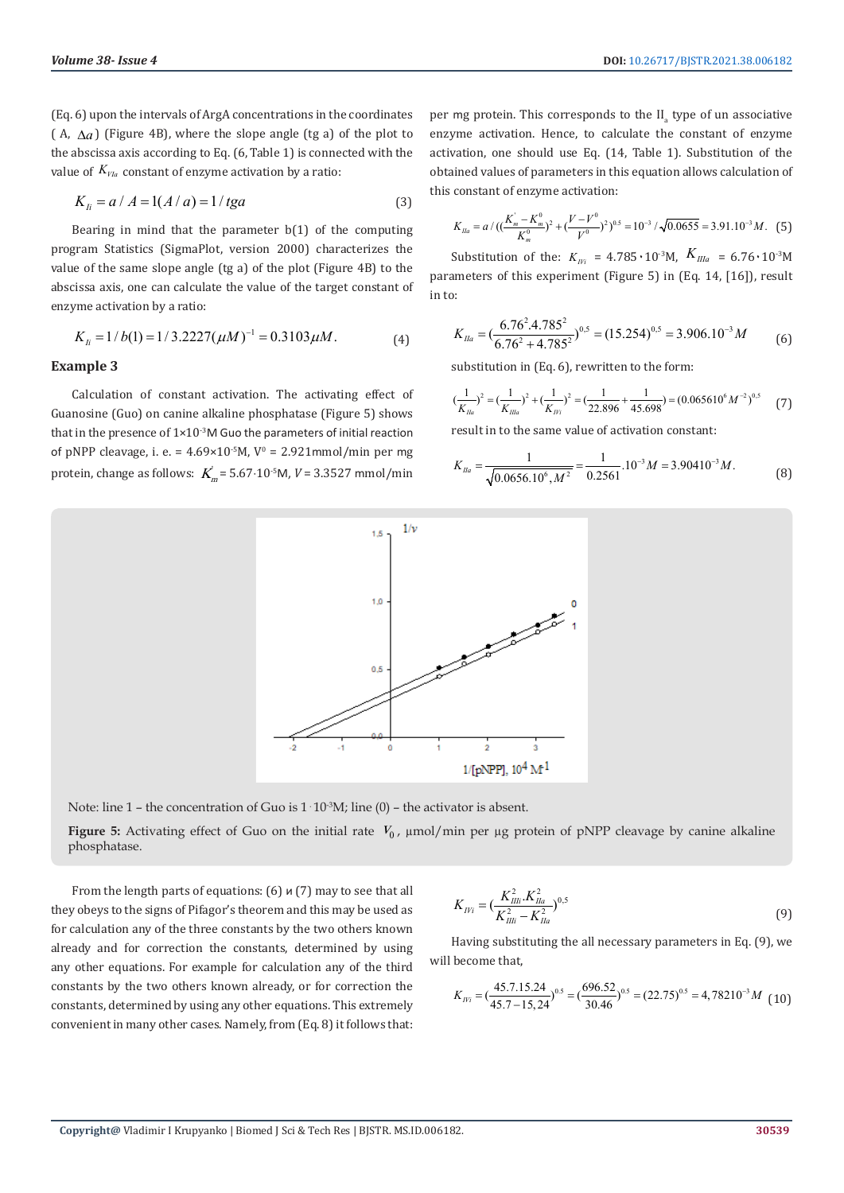(Eq. 6) upon the intervals of ArgA concentrations in the coordinates ( A, $\Delta a$ ) (Figure 4B), where the slope angle (tg a) of the plot to the abscissa axis according to Eq. (6, Table 1) is connected with the value of $K_{VIa}$ constant of enzyme activation by a ratio:

$$K_{Ii} = a / A = 1(A / a) = 1 / tga \tag{3}$$

Bearing in mind that the parameter b(1) of the computing program Statistics (SigmaPlot, version 2000) characterizes the value of the same slope angle (tg a) of the plot (Figure 4B) to the abscissa axis, one can calculate the value of the target constant of enzyme activation by a ratio:

$$K_{Ii} = 1 / b(1) = 1 / 3.2227(\mu M)^{-1} = 0.3103\mu M. \tag{4}$$

### Example 3

Calculation of constant activation. The activating effect of Guanosine (Guo) on canine alkaline phosphatase (Figure 5) shows that in the presence of $1\times10^{-3}$M Guo the parameters of initial reaction of pNPP cleavage, i. e. = $4.69\times10^{-5}$M, $V^0$ = 2.921mmol/min per mg protein, change as follows: $K_m^{'}$ = $5.67\cdot10^{-5}$M, $V$ = 3.3527 mmol/min per mg protein. This corresponds to the $II_a$ type of un associative enzyme activation. Hence, to calculate the constant of enzyme activation, one should use Eq. (14, Table 1). Substitution of the obtained values of parameters in this equation allows calculation of this constant of enzyme activation:

$$K_{IIa} = a / ((\frac{K_m^{'} - K_m^0}{K_m^0})^2 + (\frac{V - V^0}{V^0})^2)^{0.5} = 10^{-3} / \sqrt{0.0655} = 3.91.10^{-3}M. \tag{5}$$

Substitution of the: $K_{IVi}$ = $4.785\cdot10^{-3}$M, $K_{IIIa}$ = $6.76\cdot10^{-3}$M parameters of this experiment (Figure 5) in (Eq. 14, [16]), result in to:

$$K_{IIa} = (\frac{6.76^2.4.785^2}{6.76^2 + 4.785^2})^{0,5} = (15.254)^{0,5} = 3.906.10^{-3}M \tag{6}$$

substitution in (Eq. 6), rewritten to the form:

$$(\frac{1}{K_{IIa}})^2 = (\frac{1}{K_{IIIa}})^2 + (\frac{1}{K_{IVi}})^2 = (\frac{1}{22.896} + \frac{1}{45.698}) = (0.065610^6 M^{-2})^{0.5} \tag{7}$$

result in to the same value of activation constant:

$$K_{IIa} = \frac{1}{\sqrt{0.0656.10^6, M^2}} = \frac{1}{0.2561}.10^{-3}M = 3.90410^{-3}M. \tag{8}$$

Note: line 1 – the concentration of Guo is $1\cdot10^{-3}$M; line (0) – the activator is absent.

**Figure 5:** Activating effect of Guo on the initial rate $V_0$, μmol/min per μg protein of pNPP cleavage by canine alkaline phosphatase.

From the length parts of equations: (6) и (7) may to see that all they obeys to the signs of Pifagor's theorem and this may be used as for calculation any of the three constants by the two others known already and for correction the constants, determined by using any other equations. For example for calculation any of the third constants by the two others known already, or for correction the constants, determined by using any other equations. This extremely convenient in many other cases. Namely, from (Eq. 8) it follows that:

$$K_{IVi} = (\frac{K_{IIIi}^2 . K_{IIa}^2}{K_{IIIi}^2 - K_{IIa}^2})^{0,5} \tag{9}$$

Having substituting the all necessary parameters in Eq. (9), we will become that,

$$K_{IVi} = (\frac{45.7.15.24}{45.7 - 15,24})^{0.5} = (\frac{696.52}{30.46})^{0.5} = (22.75)^{0.5} = 4,78210^{-3}M \tag{10}$$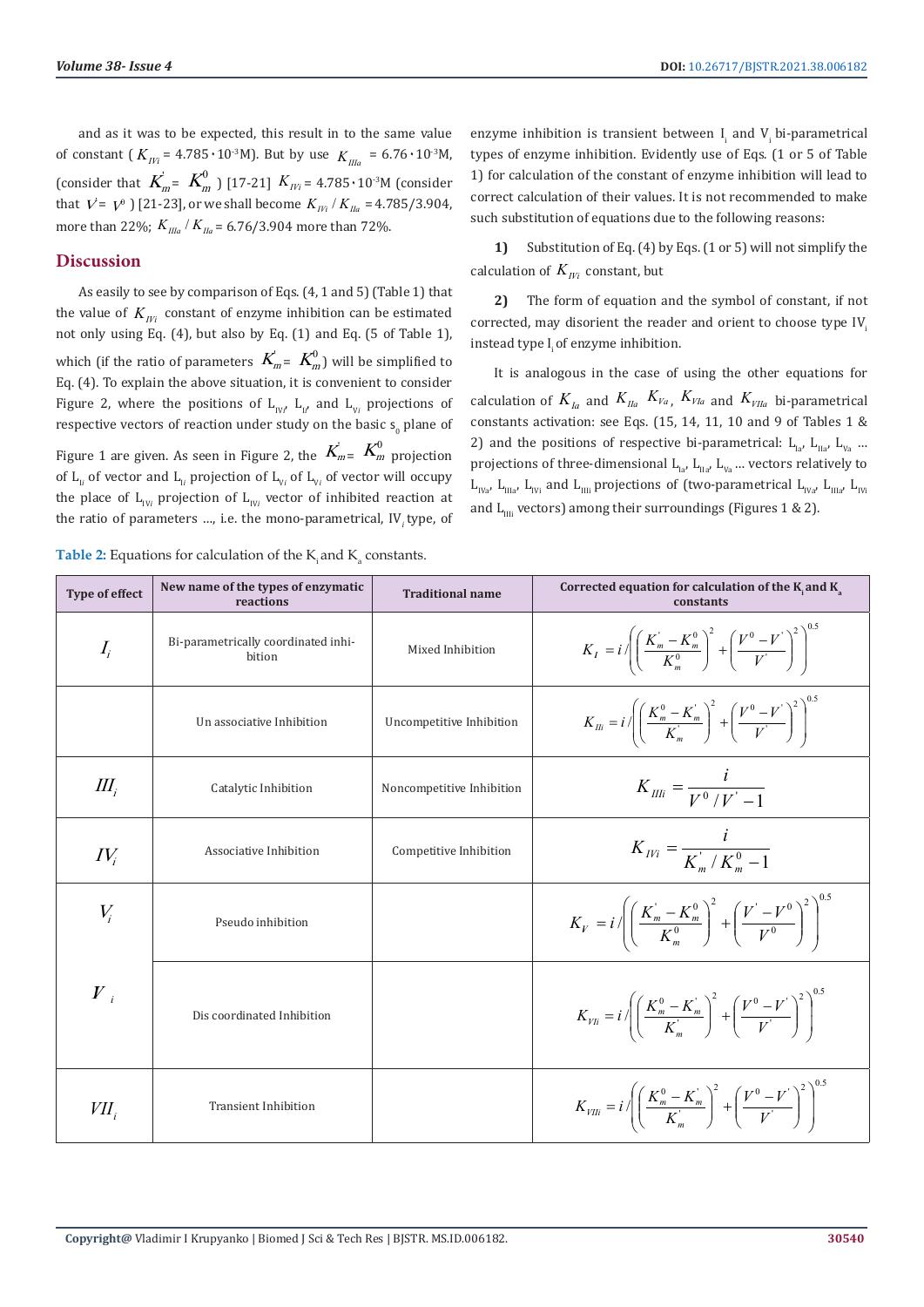and as it was to be expected, this result in to the same value of constant ( $K_{IVi}$ = 4.785 · 10[-3]M). But by use $K_{IIIa}$ = 6.76 · 10[-3]M, (consider that $K_m^{'} = K_m^0$ ) [17-21] $K_{IVi}$ = 4.785 · 10[-3]M (consider that $V^{'} = V^0$ ) [21-23], or we shall become $K_{IVi} / K_{IIa}$ = 4.785/3.904, more than 22%; $K_{IIIa} / K_{IIa}$ = 6.76/3.904 more than 72%.

## Discussion

As easily to see by comparison of Eqs. (4, 1 and 5) (Table 1) that the value of $K_{IVi}$ constant of enzyme inhibition can be estimated not only using Eq. (4), but also by Eq. (1) and Eq. (5 of Table 1), which (if the ratio of parameters $K_m^{'} = K_m^0$) will be simplified to Eq. (4). To explain the above situation, it is convenient to consider Figure 2, where the positions of $L_{IVi}$, $L_{Ii}$, and $L_{Vi}$ projections of respective vectors of reaction under study on the basic $s_0$ plane of Figure 1 are given. As seen in Figure 2, the $K_m^{'} = K_m^0$ projection of $L_{Ii}$ of vector and $L_{Ii}$ projection of $L_{Vi}$ of $L_{Vi}$ of vector will occupy the place of $L_{IVi}$ projection of $L_{IVi}$ vector of inhibited reaction at the ratio of parameters ..., i.e. the mono-parametrical, $IV_i$ type, of enzyme inhibition is transient between $I_i$ and $V_i$ bi-parametrical types of enzyme inhibition. Evidently use of Eqs. (1 or 5 of Table 1) for calculation of the constant of enzyme inhibition will lead to correct calculation of their values. It is not recommended to make such substitution of equations due to the following reasons:

1) Substitution of Eq. (4) by Eqs. (1 or 5) will not simplify the calculation of $K_{IVi}$ constant, but

2) The form of equation and the symbol of constant, if not corrected, may disorient the reader and orient to choose type $IV_i$ instead type $I_i$ of enzyme inhibition.

It is analogous in the case of using the other equations for calculation of $K_{Ia}$ and $K_{IIa}$ $K_{Va}$, $K_{VIa}$ and $K_{VIIa}$ bi-parametrical constants activation: see Eqs. (15, 14, 11, 10 and 9 of Tables 1 & 2) and the positions of respective bi-parametrical: $L_{Ia}$, $L_{IIa}$, $L_{Va}$ ... projections of three-dimensional $L_{Ia}$, $L_{IIa}$, $L_{Va}$ ... vectors relatively to $L_{IVa}$, $L_{IIIa}$, $L_{IVi}$ and $L_{IIIi}$ projections of (two-parametrical $L_{IVa}$, $L_{IIIa}$, $L_{IVi}$ and $L_{IIIi}$ vectors) among their surroundings (Figures 1 & 2).

**Table 2:** Equations for calculation of the $K_i$ and $K_a$ constants.

| Type of effect | New name of the types of enzymatic reactions | Traditional name | Corrected equation for calculation of the $K_i$ and $K_a$ constants |
|---|---|---|---|
| $I_i$ | Bi-parametrically coordinated inhibition | Mixed Inhibition | $K_I = i / \left( \left( \frac{K_m^{'} - K_m^0}{K_m^0} \right)^2 + \left( \frac{V^0 - V^{'}}{V^{'}} \right)^2 \right)^{0.5}$ |
| | Un associative Inhibition | Uncompetitive Inhibition | $K_{IIi} = i / \left( \left( \frac{K_m^0 - K_m^{'}}{K_m^{'}} \right)^2 + \left( \frac{V^0 - V^{'}}{V^{'}} \right)^2 \right)^{0.5}$ |
| $III_i$ | Catalytic Inhibition | Noncompetitive Inhibition | $K_{IIIi} = \frac{i}{V^0 / V^{'} - 1}$ |
| $IV_i$ | Associative Inhibition | Competitive Inhibition | $K_{IVi} = \frac{i}{K_m^{'} / K_m^0 - 1}$ |
| $V_i$ | Pseudo inhibition | | $K_V = i / \left( \left( \frac{K_m^{'} - K_m^0}{K_m^0} \right)^2 + \left( \frac{V^{'} - V^0}{V^0} \right)^2 \right)^{0.5}$ |
| $V_i$ | Dis coordinated Inhibition | | $K_{VIi} = i / \left( \left( \frac{K_m^0 - K_m^{'}}{K_m^{'}} \right)^2 + \left( \frac{V^0 - V^{'}}{V^{'}} \right)^2 \right)^{0.5}$ |
| $VII_i$ | Transient Inhibition | | $K_{VIIi} = i / \left( \left( \frac{K_m^0 - K_m^{'}}{K_m^{'}} \right)^2 + \left( \frac{V^0 - V^{'}}{V^{'}} \right)^2 \right)^{0.5}$ |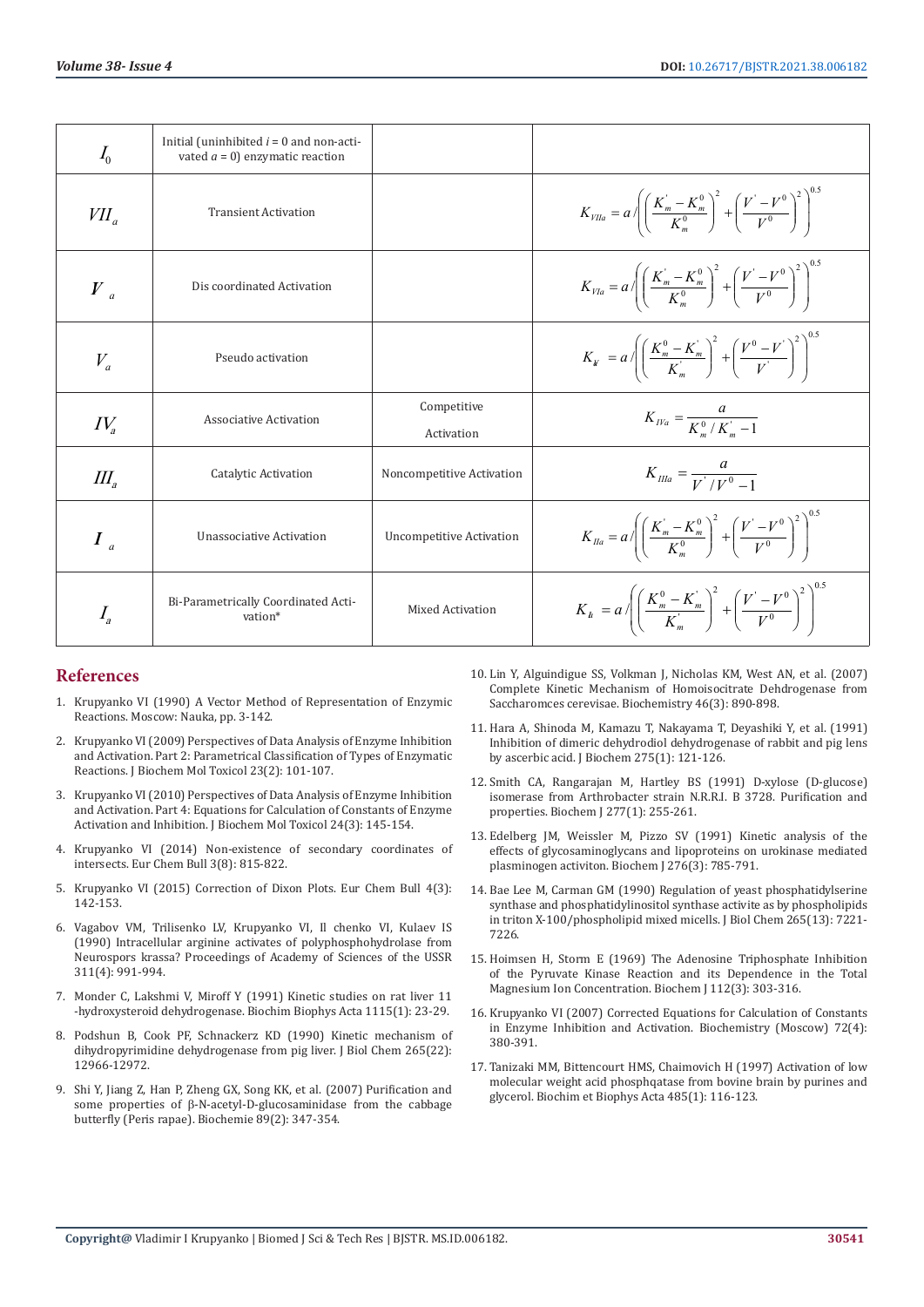| $I_0$ | Initial (uninhibited $i = 0$ and non-activated $a = 0$) enzymatic reaction | | |
|---|---|---|---|
| $VII_a$ | Transient Activation | | $K_{VIIa} = a / \left( \left( \frac{K_m^{'} - K_m^0}{K_m^0} \right)^2 + \left( \frac{V^{'} - V^0}{V^0} \right)^2 \right)^{0.5}$ |
| $V_a$ | Dis coordinated Activation | | $K_{VIa} = a / \left( \left( \frac{K_m^{'} - K_m^0}{K_m^0} \right)^2 + \left( \frac{V^{'} - V^0}{V^0} \right)^2 \right)^{0.5}$ |
| $V_a$ | Pseudo activation | | $K_{V} = a / \left( \left( \frac{K_m^0 - K_m^{'}}{K_m^{'}} \right)^2 + \left( \frac{V^0 - V^{'}}{V^{'}} \right)^2 \right)^{0.5}$ |
| $IV_a$ | Associative Activation | Competitive Activation | $K_{IVa} = \frac{a}{K_m^0 / K_m^{'} - 1}$ |
| $III_a$ | Catalytic Activation | Noncompetitive Activation | $K_{IIIa} = \frac{a}{V^{'} / V^0 - 1}$ |
| $I_a$ | Unassociative Activation | Uncompetitive Activation | $K_{IIa} = a / \left( \left( \frac{K_m^{'} - K_m^0}{K_m^0} \right)^2 + \left( \frac{V^{'} - V^0}{V^0} \right)^2 \right)^{0.5}$ |
| $I_a$ | Bi-Parametrically Coordinated Activation* | Mixed Activation | $K_{Ia} = a / \left( \left( \frac{K_m^0 - K_m^{'}}{K_m^{'}} \right)^2 + \left( \frac{V^{'} - V^0}{V^0} \right)^2 \right)^{0.5}$ |

## References

1. Krupyanko VI (1990) A Vector Method of Representation of Enzymic Reactions. Moscow: Nauka, pp. 3-142.
2. Krupyanko VI (2009) Perspectives of Data Analysis of Enzyme Inhibition and Activation. Part 2: Parametrical Classification of Types of Enzymatic Reactions. J Biochem Mol Toxicol 23(2): 101-107.
3. Krupyanko VI (2010) Perspectives of Data Analysis of Enzyme Inhibition and Activation. Part 4: Equations for Calculation of Constants of Enzyme Activation and Inhibition. J Biochem Mol Toxicol 24(3): 145-154.
4. Krupyanko VI (2014) Non-existence of secondary coordinates of intersects. Eur Chem Bull 3(8): 815-822.
5. Krupyanko VI (2015) Correction of Dixon Plots. Eur Chem Bull 4(3): 142-153.
6. Vagabov VM, Trilisenko LV, Krupyanko VI, Il chenko VI, Kulaev IS (1990) Intracellular arginine activates of polyphosphohydrolase from Neurospors krassa? Proceedings of Academy of Sciences of the USSR 311(4): 991-994.
7. Monder C, Lakshmi V, Miroff Y (1991) Kinetic studies on rat liver 11 -hydroxysteroid dehydrogenase. Biochim Biophys Acta 1115(1): 23-29.
8. Podshun B, Cook PF, Schnackerz KD (1990) Kinetic mechanism of dihydropyrimidine dehydrogenase from pig liver. J Biol Chem 265(22): 12966-12972.
9. Shi Y, Jiang Z, Han P, Zheng GX, Song KK, et al. (2007) Purification and some properties of β-N-acetyl-D-glucosaminidase from the cabbage butterfly (Peris rapae). Biochemie 89(2): 347-354.
10. Lin Y, Alguindigue SS, Volkman J, Nicholas KM, West AN, et al. (2007) Complete Kinetic Mechanism of Homoisocitrate Dehdrogenase from Saccharomces cerevisae. Biochemistry 46(3): 890-898.
11. Hara A, Shinoda M, Kamazu T, Nakayama T, Deyashiki Y, et al. (1991) Inhibition of dimeric dehydrodiol dehydrogenase of rabbit and pig lens by ascerbic acid. J Biochem 275(1): 121-126.
12. Smith CA, Rangarajan M, Hartley BS (1991) D-xylose (D-glucose) isomerase from Arthrobacter strain N.R.R.I. B 3728. Purification and properties. Biochem J 277(1): 255-261.
13. Edelberg JM, Weissler M, Pizzo SV (1991) Kinetic analysis of the effects of glycosaminoglycans and lipoproteins on urokinase mediated plasminogen activiton. Biochem J 276(3): 785-791.
14. Bae Lee M, Carman GM (1990) Regulation of yeast phosphatidylserine synthase and phosphatidylinositol synthase activite as by phospholipids in triton X-100/phospholipid mixed micells. J Biol Chem 265(13): 7221-7226.
15. Hoimsen H, Storm E (1969) The Adenosine Triphosphate Inhibition of the Pyruvate Kinase Reaction and its Dependence in the Total Magnesium Ion Concentration. Biochem J 112(3): 303-316.
16. Krupyanko VI (2007) Corrected Equations for Calculation of Constants in Enzyme Inhibition and Activation. Biochemistry (Moscow) 72(4): 380-391.
17. Tanizaki MM, Bittencourt HMS, Chaimovich H (1997) Activation of low molecular weight acid phosphqatase from bovine brain by purines and glycerol. Biochim et Biophys Acta 485(1): 116-123.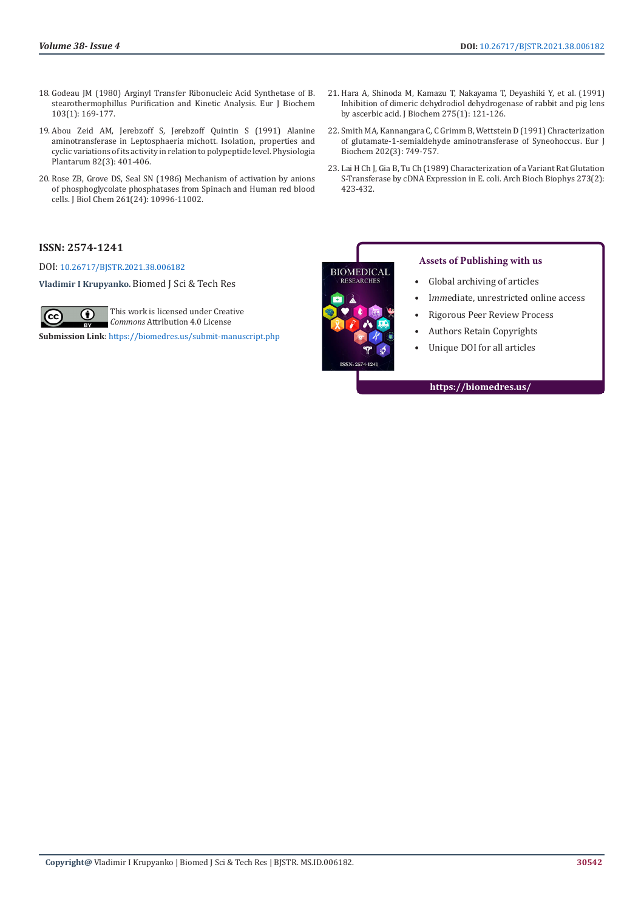18. Godeau JM (1980) Arginyl Transfer Ribonucleic Acid Synthetase of B. stearothermophillus Purification and Kinetic Analysis. Eur J Biochem 103(1): 169-177.
19. Abou Zeid AM, Jerebzoff S, Jerebzoff Quintin S (1991) Alanine aminotransferase in Leptosphaeria michott. Isolation, properties and cyclic variations of its activity in relation to polypeptide level. Physiologia Plantarum 82(3): 401-406.
20. Rose ZB, Grove DS, Seal SN (1986) Mechanism of activation by anions of phosphoglycolate phosphatases from Spinach and Human red blood cells. J Biol Chem 261(24): 10996-11002.
21. Hara A, Shinoda M, Kamazu T, Nakayama T, Deyashiki Y, et al. (1991) Inhibition of dimeric dehydrodiol dehydrogenase of rabbit and pig lens by ascerbic acid. J Biochem 275(1): 121-126.
22. Smith MA, Kannangara C, C Grimm B, Wettstein D (1991) Chracterization of glutamate-1-semialdehyde aminotransferase of Syneohoccus. Eur J Biochem 202(3): 749-757.
23. Lai H Ch J, Gia B, Tu Ch (1989) Characterization of a Variant Rat Glutation S-Transferase by cDNA Expression in E. coli. Arch Bioch Biophys 273(2): 423-432.

**ISSN: 2574-1241**

DOI: 10.26717/BJSTR.2021.38.006182

**Vladimir I Krupyanko.** Biomed J Sci & Tech Res

This work is licensed under Creative *Commons* Attribution 4.0 License

**Submission Link**: https://biomedres.us/submit-manuscript.php

BIOMEDICAL RESEARCHES

ISSN: 2574-1241

**Assets of Publishing with us**

- Global archiving of articles
- Immediate, unrestricted online access
- Rigorous Peer Review Process
- Authors Retain Copyrights
- Unique DOI for all articles

**https://biomedres.us/**